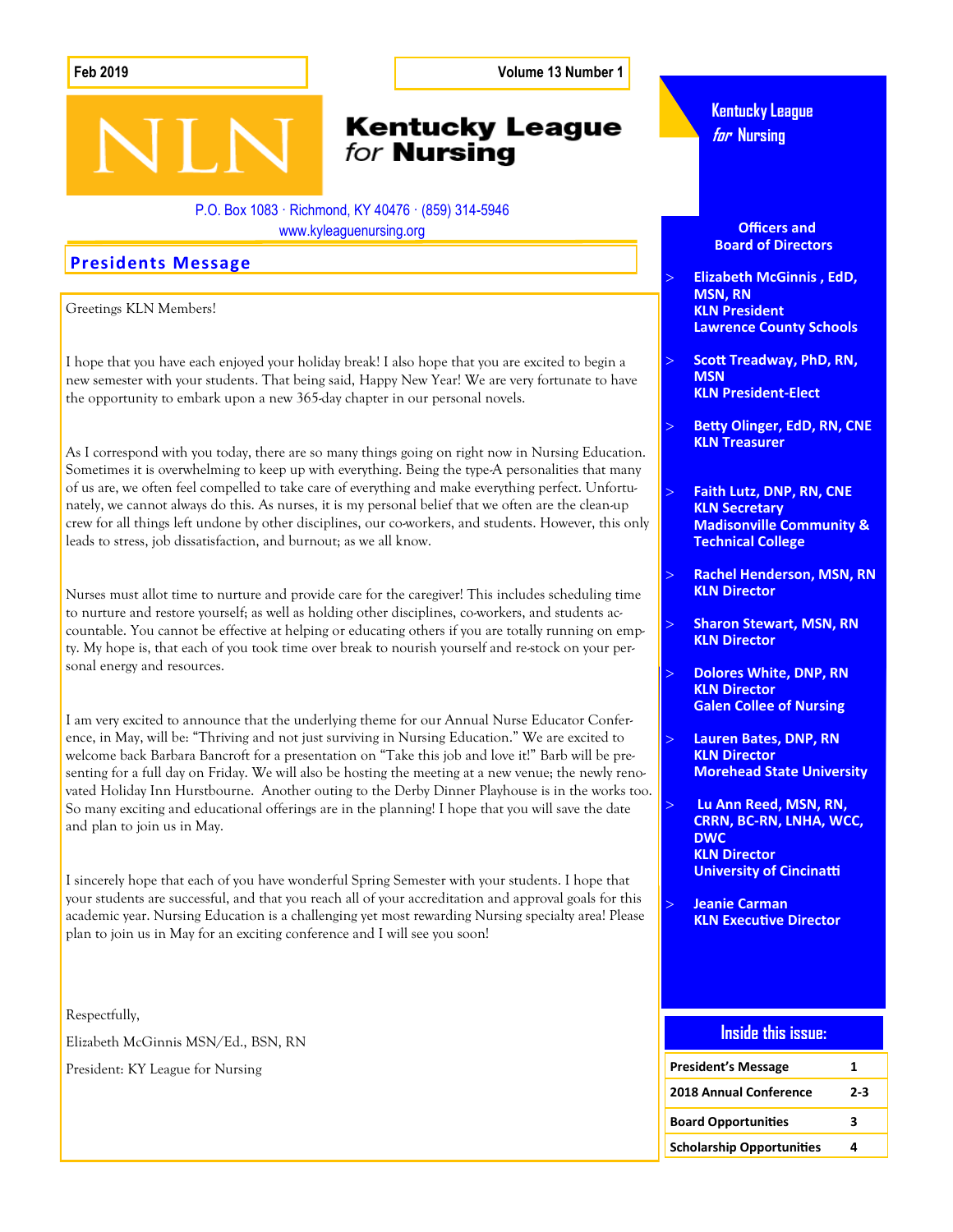Feb 2019

Volume 13 Number 1

# Kentucky League *for* Nursing

P.O. Box 1083 · Richmond, KY 40476 · (859) 314-5946
www.kyleaguenursing.org

## Presidents Message

Greetings KLN Members!

I hope that you have each enjoyed your holiday break! I also hope that you are excited to begin a new semester with your students. That being said, Happy New Year! We are very fortunate to have the opportunity to embark upon a new 365-day chapter in our personal novels.

As I correspond with you today, there are so many things going on right now in Nursing Education. Sometimes it is overwhelming to keep up with everything. Being the type-A personalities that many of us are, we often feel compelled to take care of everything and make everything perfect. Unfortunately, we cannot always do this. As nurses, it is my personal belief that we often are the clean-up crew for all things left undone by other disciplines, our co-workers, and students. However, this only leads to stress, job dissatisfaction, and burnout; as we all know.

Nurses must allot time to nurture and provide care for the caregiver! This includes scheduling time to nurture and restore yourself; as well as holding other disciplines, co-workers, and students accountable. You cannot be effective at helping or educating others if you are totally running on empty. My hope is, that each of you took time over break to nourish yourself and re-stock on your personal energy and resources.

I am very excited to announce that the underlying theme for our Annual Nurse Educator Conference, in May, will be: "Thriving and not just surviving in Nursing Education." We are excited to welcome back Barbara Bancroft for a presentation on "Take this job and love it!" Barb will be presenting for a full day on Friday. We will also be hosting the meeting at a new venue; the newly renovated Holiday Inn Hurstbourne. Another outing to the Derby Dinner Playhouse is in the works too. So many exciting and educational offerings are in the planning! I hope that you will save the date and plan to join us in May.

I sincerely hope that each of you have wonderful Spring Semester with your students. I hope that your students are successful, and that you reach all of your accreditation and approval goals for this academic year. Nursing Education is a challenging yet most rewarding Nursing specialty area! Please plan to join us in May for an exciting conference and I will see you soon!

Respectfully,

Elizabeth McGinnis MSN/Ed., BSN, RN

President: KY League for Nursing

---

**Kentucky League *for* Nursing**

### Officers and Board of Directors

- **Elizabeth McGinnis , EdD, MSN, RN**
  **KLN President**
  **Lawrence County Schools**
- **Scott Treadway, PhD, RN, MSN**
  **KLN President-Elect**
- **Betty Olinger, EdD, RN, CNE**
  **KLN Treasurer**
- **Faith Lutz, DNP, RN, CNE**
  **KLN Secretary**
  **Madisonville Community & Technical College**
- **Rachel Henderson, MSN, RN**
  **KLN Director**
- **Sharon Stewart, MSN, RN**
  **KLN Director**
- **Dolores White, DNP, RN**
  **KLN Director**
  **Galen Collee of Nursing**
- **Lauren Bates, DNP, RN**
  **KLN Director**
  **Morehead State University**
- **Lu Ann Reed, MSN, RN, CRRN, BC-RN, LNHA, WCC, DWC**
  **KLN Director**
  **University of Cincinatti**
- **Jeanie Carman**
  **KLN Executive Director**

### Inside this issue:

| | |
|---|---|
| President's Message | 1 |
| 2018 Annual Conference | 2-3 |
| Board Opportunities | 3 |
| Scholarship Opportunities | 4 |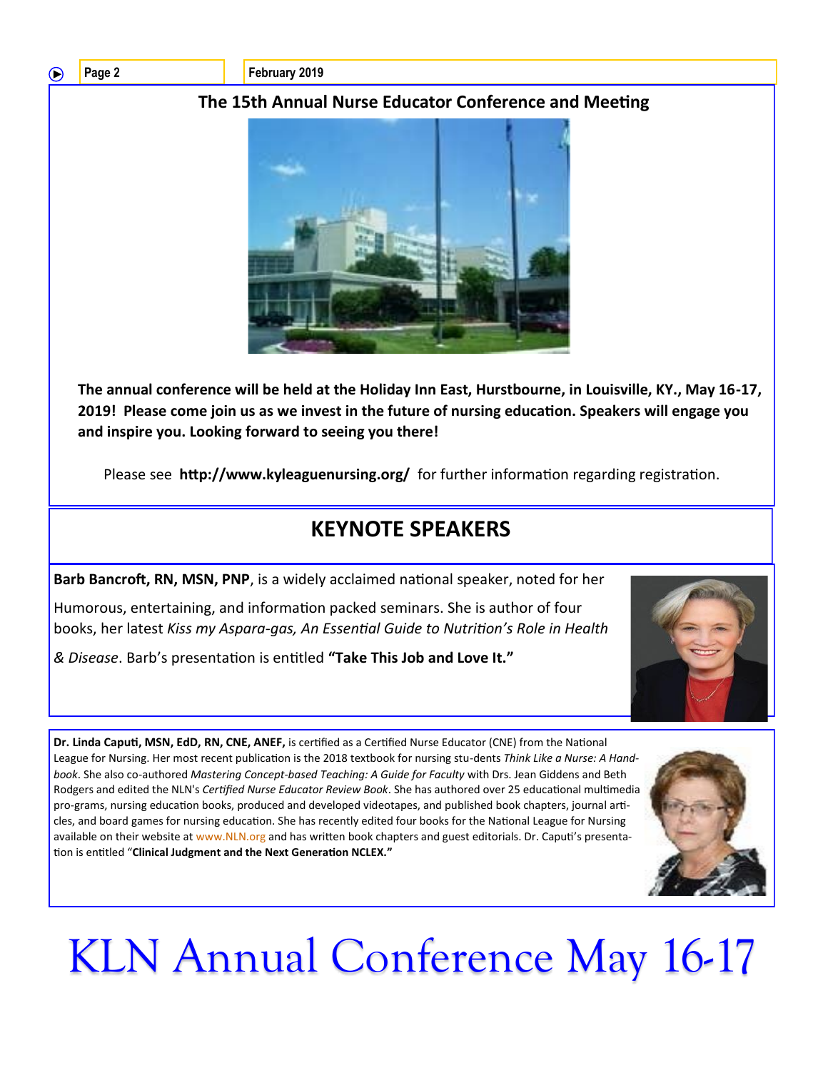## The 15th Annual Nurse Educator Conference and Meeting

**The annual conference will be held at the Holiday Inn East, Hurstbourne, in Louisville, KY., May 16-17, 2019! Please come join us as we invest in the future of nursing education. Speakers will engage you and inspire you. Looking forward to seeing you there!**

Please see **http://www.kyleaguenursing.org/** for further information regarding registration.

## KEYNOTE SPEAKERS

**Barb Bancroft, RN, MSN, PNP**, is a widely acclaimed national speaker, noted for her Humorous, entertaining, and information packed seminars. She is author of four books, her latest *Kiss my Aspara-gas, An Essential Guide to Nutrition's Role in Health & Disease*. Barb's presentation is entitled **"Take This Job and Love It."**

**Dr. Linda Caputi, MSN, EdD, RN, CNE, ANEF,** is certified as a Certified Nurse Educator (CNE) from the National League for Nursing. Her most recent publication is the 2018 textbook for nursing stu-dents *Think Like a Nurse: A Hand-book*. She also co-authored *Mastering Concept-based Teaching: A Guide for Faculty* with Drs. Jean Giddens and Beth Rodgers and edited the NLN's *Certified Nurse Educator Review Book*. She has authored over 25 educational multimedia pro-grams, nursing education books, produced and developed videotapes, and published book chapters, journal arti-cles, and board games for nursing education. She has recently edited four books for the National League for Nursing available on their website at www.NLN.org and has written book chapters and guest editorials. Dr. Caputi's presenta-tion is entitled "**Clinical Judgment and the Next Generation NCLEX."**

# KLN Annual Conference May 16-17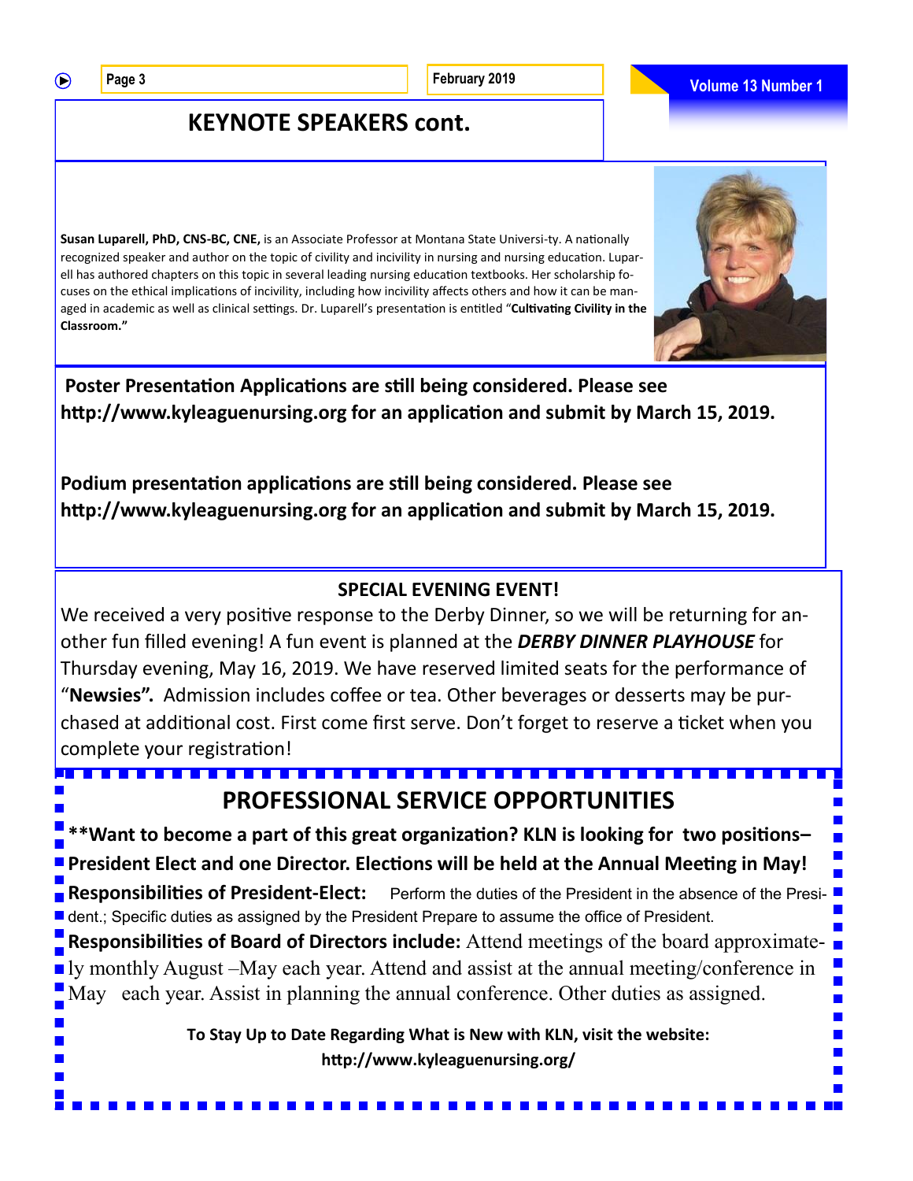## KEYNOTE SPEAKERS cont.

**Susan Luparell, PhD, CNS-BC, CNE,** is an Associate Professor at Montana State Universi-ty. A nationally recognized speaker and author on the topic of civility and incivility in nursing and nursing education. Luparell has authored chapters on this topic in several leading nursing education textbooks. Her scholarship focuses on the ethical implications of incivility, including how incivility affects others and how it can be managed in academic as well as clinical settings. Dr. Luparell's presentation is entitled "**Cultivating Civility in the Classroom."**

**Poster Presentation Applications are still being considered. Please see http://www.kyleaguenursing.org for an application and submit by March 15, 2019.**

**Podium presentation applications are still being considered. Please see http://www.kyleaguenursing.org for an application and submit by March 15, 2019.**

### SPECIAL EVENING EVENT!

We received a very positive response to the Derby Dinner, so we will be returning for another fun filled evening! A fun event is planned at the ***DERBY DINNER PLAYHOUSE*** for Thursday evening, May 16, 2019. We have reserved limited seats for the performance of "**Newsies".** Admission includes coffee or tea. Other beverages or desserts may be purchased at additional cost. First come first serve. Don't forget to reserve a ticket when you complete your registration!

## PROFESSIONAL SERVICE OPPORTUNITIES

**\*\*Want to become a part of this great organization? KLN is looking for two positions– President Elect and one Director. Elections will be held at the Annual Meeting in May!**

**Responsibilities of President-Elect:** Perform the duties of the President in the absence of the President.; Specific duties as assigned by the President Prepare to assume the office of President.

**Responsibilities of Board of Directors include:** Attend meetings of the board approximately monthly August –May each year. Attend and assist at the annual meeting/conference in May each year. Assist in planning the annual conference. Other duties as assigned.

**To Stay Up to Date Regarding What is New with KLN, visit the website: http://www.kyleaguenursing.org/**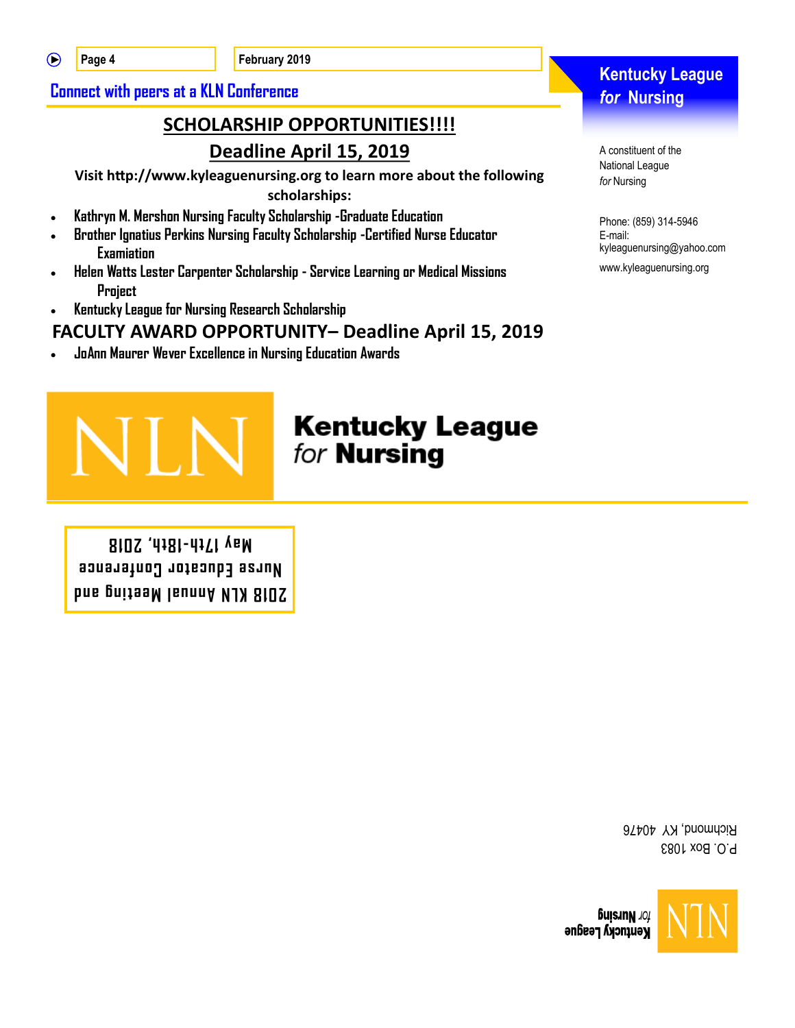## Connect with peers at a KLN Conference

## SCHOLARSHIP OPPORTUNITIES!!!!

## Deadline April 15, 2019

**Visit http://www.kyleaguenursing.org to learn more about the following scholarships:**

- Kathryn M. Mershon Nursing Faculty Scholarship -Graduate Education
- Brother Ignatius Perkins Nursing Faculty Scholarship -Certified Nurse Educator Examiation
- Helen Watts Lester Carpenter Scholarship - Service Learning or Medical Missions Project
- Kentucky League for Nursing Research Scholarship

## FACULTY AWARD OPPORTUNITY– Deadline April 15, 2019

- JoAnn Maurer Wever Excellence in Nursing Education Awards

NLN **Kentucky League** *for* **Nursing**

2018 KLN Annual Meeting and Nurse Educator Conference May 17th-18th, 2018

**Kentucky League** *for* **Nursing**

A constituent of the National League *for* Nursing

Phone: (859) 314-5946
E-mail: kyleaguenursing@yahoo.com
www.kyleaguenursing.org

P.O. Box 1083
Richmond, KY 40476

NLN **Kentucky League** *for* **Nursing**